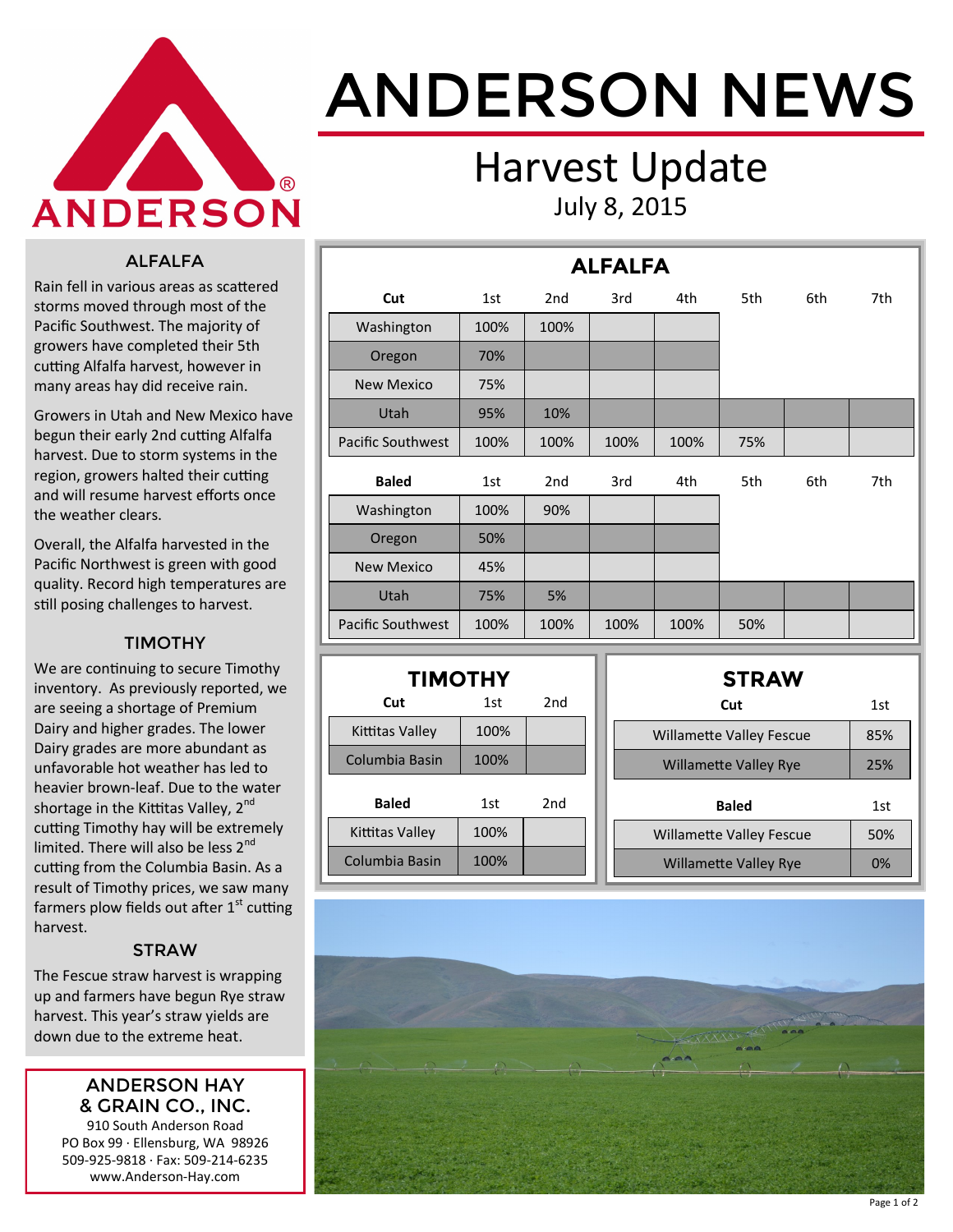# ANDERSON NEWS

## Harvest Update

July 8, 2015

### ALFALFA

Rain fell in various areas as scattered storms moved through most of the Pacific Southwest. The majority of growers have completed their 5th cutting Alfalfa harvest, however in many areas hay did receive rain.

Growers in Utah and New Mexico have begun their early 2nd cutting Alfalfa harvest. Due to storm systems in the region, growers halted their cutting and will resume harvest efforts once the weather clears.

Overall, the Alfalfa harvested in the Pacific Northwest is green with good quality. Record high temperatures are still posing challenges to harvest.

### TIMOTHY

We are continuing to secure Timothy inventory. As previously reported, we are seeing a shortage of Premium Dairy and higher grades. The lower Dairy grades are more abundant as unfavorable hot weather has led to heavier brown-leaf. Due to the water shortage in the Kittitas Valley, 2nd cutting Timothy hay will be extremely limited. There will also be less 2nd cutting from the Columbia Basin. As a result of Timothy prices, we saw many farmers plow fields out after 1st cutting harvest.

### STRAW

The Fescue straw harvest is wrapping up and farmers have begun Rye straw harvest. This year's straw yields are down due to the extreme heat.

**ANDERSON HAY & GRAIN CO., INC.**
910 South Anderson Road
PO Box 99 · Ellensburg, WA 98926
509-925-9818 · Fax: 509-214-6235
www.Anderson-Hay.com

### ALFALFA

| Cut | 1st | 2nd | 3rd | 4th | 5th | 6th | 7th |
|---|---|---|---|---|---|---|---|
| Washington | 100% | 100% | | | | | |
| Oregon | 70% | | | | | | |
| New Mexico | 75% | | | | | | |
| Utah | 95% | 10% | | | | | |
| Pacific Southwest | 100% | 100% | 100% | 100% | 75% | | |

| Baled | 1st | 2nd | 3rd | 4th | 5th | 6th | 7th |
|---|---|---|---|---|---|---|---|
| Washington | 100% | 90% | | | | | |
| Oregon | 50% | | | | | | |
| New Mexico | 45% | | | | | | |
| Utah | 75% | 5% | | | | | |
| Pacific Southwest | 100% | 100% | 100% | 100% | 50% | | |

### TIMOTHY

| Cut | 1st | 2nd |
|---|---|---|
| Kittitas Valley | 100% | |
| Columbia Basin | 100% | |

| Baled | 1st | 2nd |
|---|---|---|
| Kittitas Valley | 100% | |
| Columbia Basin | 100% | |

### STRAW

| Cut | 1st |
|---|---|
| Willamette Valley Fescue | 85% |
| Willamette Valley Rye | 25% |

| Baled | 1st |
|---|---|
| Willamette Valley Fescue | 50% |
| Willamette Valley Rye | 0% |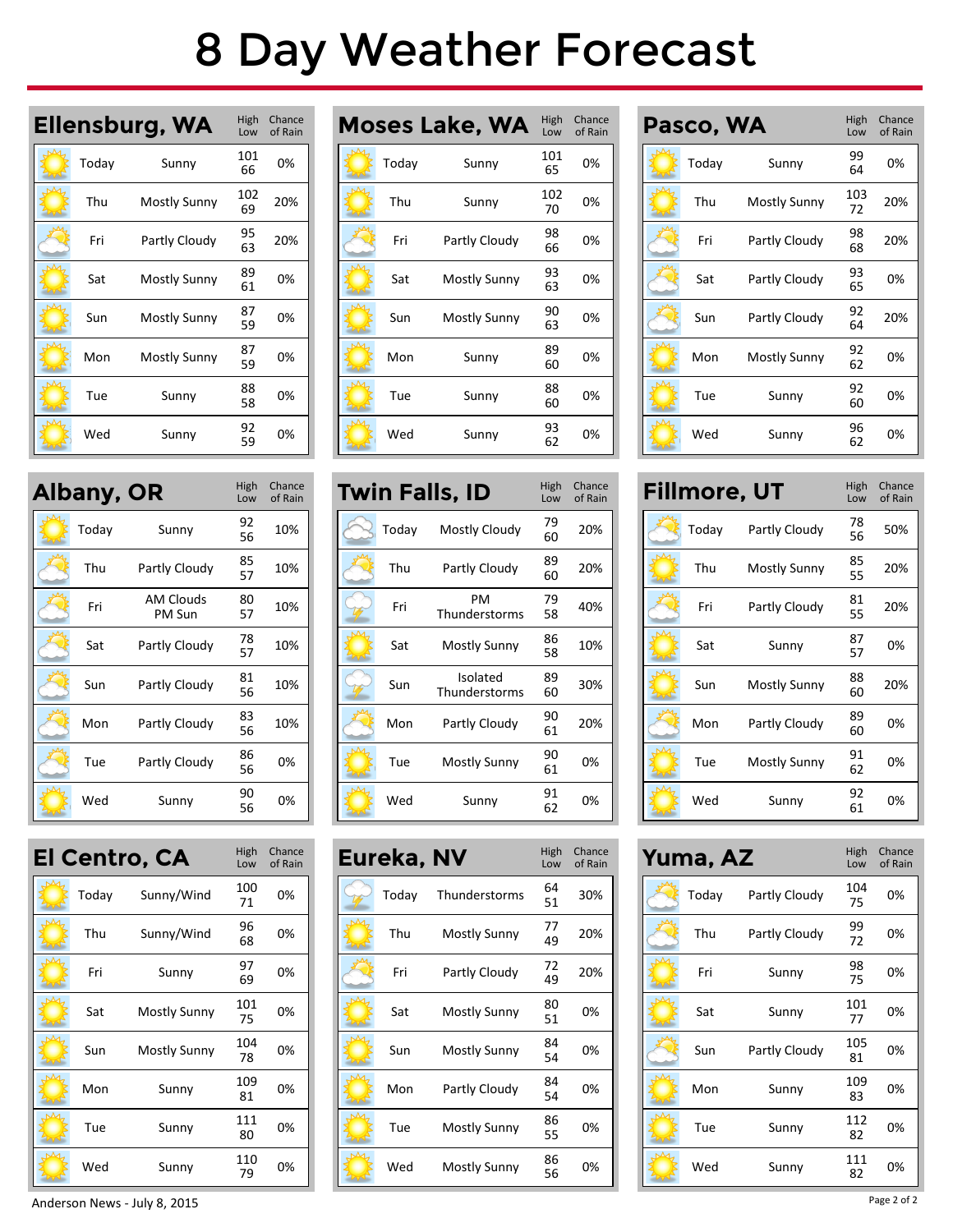# 8 Day Weather Forecast

## Ellensburg, WA

| | | High / Low | Chance of Rain |
|---|---|---|---|
| Today | Sunny | 101 / 66 | 0% |
| Thu | Mostly Sunny | 102 / 69 | 20% |
| Fri | Partly Cloudy | 95 / 63 | 20% |
| Sat | Mostly Sunny | 89 / 61 | 0% |
| Sun | Mostly Sunny | 87 / 59 | 0% |
| Mon | Mostly Sunny | 87 / 59 | 0% |
| Tue | Sunny | 88 / 58 | 0% |
| Wed | Sunny | 92 / 59 | 0% |

## Moses Lake, WA

| | | High / Low | Chance of Rain |
|---|---|---|---|
| Today | Sunny | 101 / 65 | 0% |
| Thu | Sunny | 102 / 70 | 0% |
| Fri | Partly Cloudy | 98 / 66 | 0% |
| Sat | Mostly Sunny | 93 / 63 | 0% |
| Sun | Mostly Sunny | 90 / 63 | 0% |
| Mon | Sunny | 89 / 60 | 0% |
| Tue | Sunny | 88 / 60 | 0% |
| Wed | Sunny | 93 / 62 | 0% |

## Pasco, WA

| | | High / Low | Chance of Rain |
|---|---|---|---|
| Today | Sunny | 99 / 64 | 0% |
| Thu | Mostly Sunny | 103 / 72 | 20% |
| Fri | Partly Cloudy | 98 / 68 | 20% |
| Sat | Partly Cloudy | 93 / 65 | 0% |
| Sun | Partly Cloudy | 92 / 64 | 20% |
| Mon | Mostly Sunny | 92 / 62 | 0% |
| Tue | Sunny | 92 / 60 | 0% |
| Wed | Sunny | 96 / 62 | 0% |

## Albany, OR

| | | High / Low | Chance of Rain |
|---|---|---|---|
| Today | Sunny | 92 / 56 | 10% |
| Thu | Partly Cloudy | 85 / 57 | 10% |
| Fri | AM Clouds PM Sun | 80 / 57 | 10% |
| Sat | Partly Cloudy | 78 / 57 | 10% |
| Sun | Partly Cloudy | 81 / 56 | 10% |
| Mon | Partly Cloudy | 83 / 56 | 10% |
| Tue | Partly Cloudy | 86 / 56 | 0% |
| Wed | Sunny | 90 / 56 | 0% |

## Twin Falls, ID

| | | High / Low | Chance of Rain |
|---|---|---|---|
| Today | Mostly Cloudy | 79 / 60 | 20% |
| Thu | Partly Cloudy | 89 / 60 | 20% |
| Fri | PM Thunderstorms | 79 / 58 | 40% |
| Sat | Mostly Sunny | 86 / 58 | 10% |
| Sun | Isolated Thunderstorms | 89 / 60 | 30% |
| Mon | Partly Cloudy | 90 / 61 | 20% |
| Tue | Mostly Sunny | 90 / 61 | 0% |
| Wed | Sunny | 91 / 62 | 0% |

## Fillmore, UT

| | | High / Low | Chance of Rain |
|---|---|---|---|
| Today | Partly Cloudy | 78 / 56 | 50% |
| Thu | Mostly Sunny | 85 / 55 | 20% |
| Fri | Partly Cloudy | 81 / 55 | 20% |
| Sat | Sunny | 87 / 57 | 0% |
| Sun | Mostly Sunny | 88 / 60 | 20% |
| Mon | Partly Cloudy | 89 / 60 | 0% |
| Tue | Mostly Sunny | 91 / 62 | 0% |
| Wed | Sunny | 92 / 61 | 0% |

## El Centro, CA

| | | High / Low | Chance of Rain |
|---|---|---|---|
| Today | Sunny/Wind | 100 / 71 | 0% |
| Thu | Sunny/Wind | 96 / 68 | 0% |
| Fri | Sunny | 97 / 69 | 0% |
| Sat | Mostly Sunny | 101 / 75 | 0% |
| Sun | Mostly Sunny | 104 / 78 | 0% |
| Mon | Sunny | 109 / 81 | 0% |
| Tue | Sunny | 111 / 80 | 0% |
| Wed | Sunny | 110 / 79 | 0% |

## Eureka, NV

| | | High / Low | Chance of Rain |
|---|---|---|---|
| Today | Thunderstorms | 64 / 51 | 30% |
| Thu | Mostly Sunny | 77 / 49 | 20% |
| Fri | Partly Cloudy | 72 / 49 | 20% |
| Sat | Mostly Sunny | 80 / 51 | 0% |
| Sun | Mostly Sunny | 84 / 54 | 0% |
| Mon | Partly Cloudy | 84 / 54 | 0% |
| Tue | Mostly Sunny | 86 / 55 | 0% |
| Wed | Mostly Sunny | 86 / 56 | 0% |

## Yuma, AZ

| | | High / Low | Chance of Rain |
|---|---|---|---|
| Today | Partly Cloudy | 104 / 75 | 0% |
| Thu | Partly Cloudy | 99 / 72 | 0% |
| Fri | Sunny | 98 / 75 | 0% |
| Sat | Sunny | 101 / 77 | 0% |
| Sun | Partly Cloudy | 105 / 81 | 0% |
| Mon | Sunny | 109 / 83 | 0% |
| Tue | Sunny | 112 / 82 | 0% |
| Wed | Sunny | 111 / 82 | 0% |

Anderson News - July 8, 2015